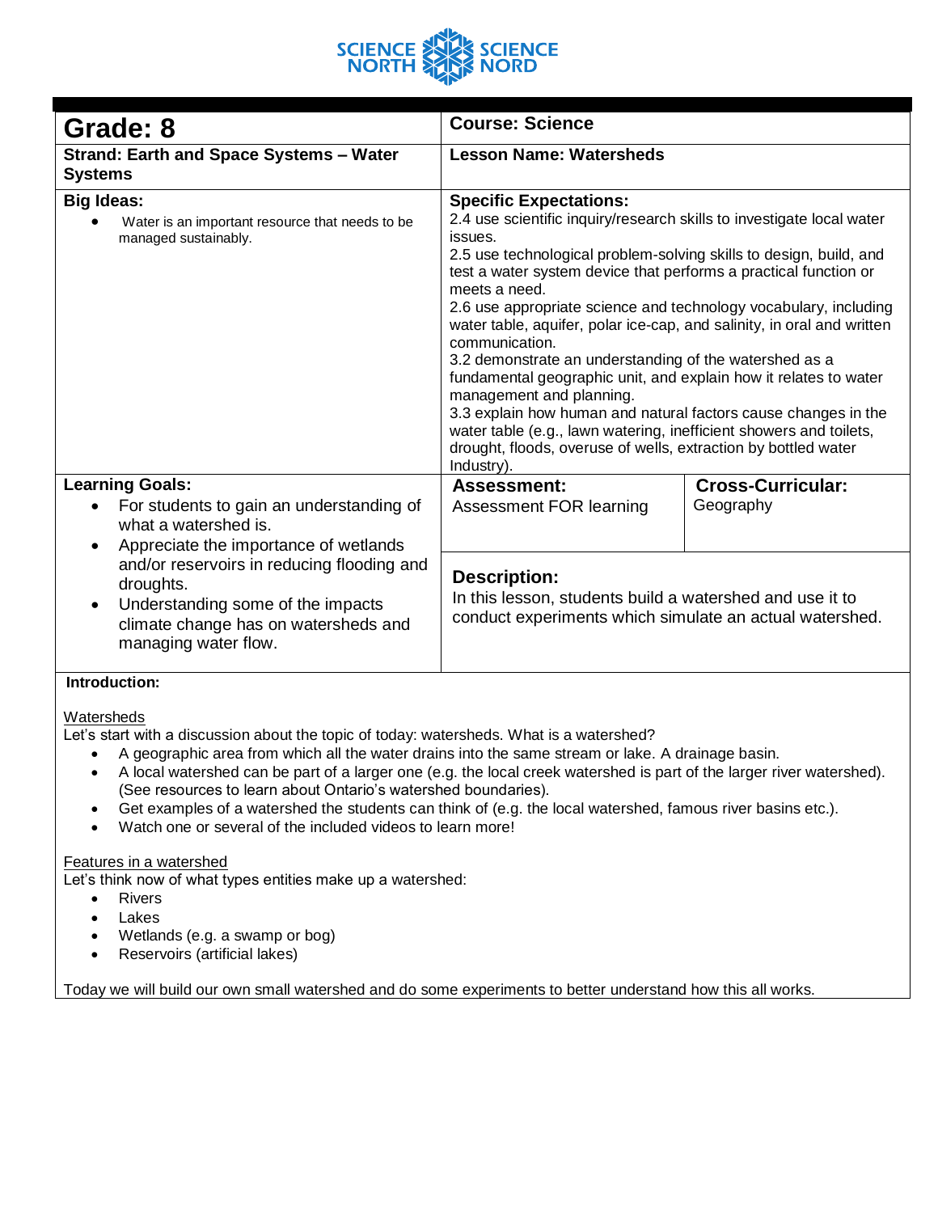SCIENCE NORTH SCIENCE NORD

| **Grade: 8** | **Course: Science** | |
|---|---|---|
| **Strand: Earth and Space Systems – Water Systems** | **Lesson Name: Watersheds** | |
| **Big Ideas:**<br>• Water is an important resource that needs to be managed sustainably. | **Specific Expectations:**<br>2.4 use scientific inquiry/research skills to investigate local water issues.<br>2.5 use technological problem-solving skills to design, build, and test a water system device that performs a practical function or meets a need.<br>2.6 use appropriate science and technology vocabulary, including water table, aquifer, polar ice-cap, and salinity, in oral and written communication.<br>3.2 demonstrate an understanding of the watershed as a fundamental geographic unit, and explain how it relates to water management and planning.<br>3.3 explain how human and natural factors cause changes in the water table (e.g., lawn watering, inefficient showers and toilets, drought, floods, overuse of wells, extraction by bottled water Industry). | |
| **Learning Goals:**<br>• For students to gain an understanding of what a watershed is.<br>• Appreciate the importance of wetlands and/or reservoirs in reducing flooding and droughts.<br>• Understanding some of the impacts climate change has on watersheds and managing water flow. | **Assessment:**<br>Assessment FOR learning<br><br>**Description:**<br>In this lesson, students build a watershed and use it to conduct experiments which simulate an actual watershed. | **Cross-Curricular:**<br>Geography |

**Introduction:**

Watersheds

Let's start with a discussion about the topic of today: watersheds. What is a watershed?

- A geographic area from which all the water drains into the same stream or lake. A drainage basin.
- A local watershed can be part of a larger one (e.g. the local creek watershed is part of the larger river watershed). (See resources to learn about Ontario's watershed boundaries).
- Get examples of a watershed the students can think of (e.g. the local watershed, famous river basins etc.).
- Watch one or several of the included videos to learn more!

Features in a watershed

Let's think now of what types entities make up a watershed:

- Rivers
- Lakes
- Wetlands (e.g. a swamp or bog)
- Reservoirs (artificial lakes)

Today we will build our own small watershed and do some experiments to better understand how this all works.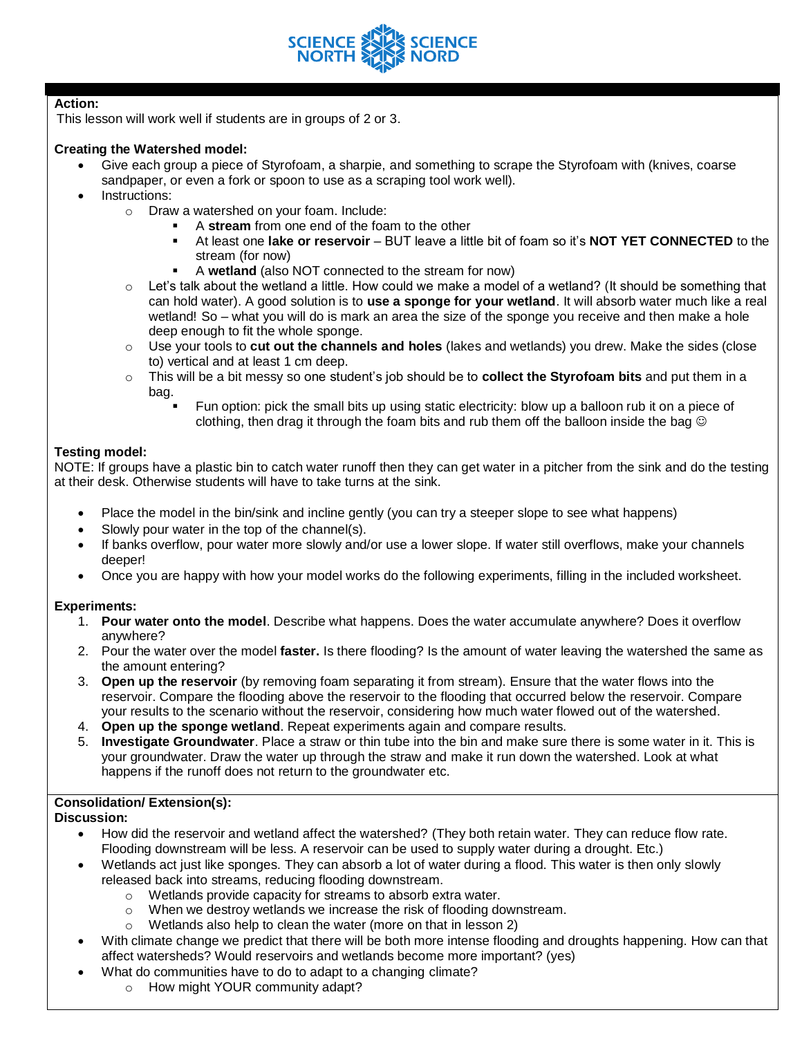**Action:**
This lesson will work well if students are in groups of 2 or 3.

**Creating the Watershed model:**

- Give each group a piece of Styrofoam, a sharpie, and something to scrape the Styrofoam with (knives, coarse sandpaper, or even a fork or spoon to use as a scraping tool work well).
- Instructions:
    - Draw a watershed on your foam. Include:
        - A **stream** from one end of the foam to the other
        - At least one **lake or reservoir** – BUT leave a little bit of foam so it's **NOT YET CONNECTED** to the stream (for now)
        - A **wetland** (also NOT connected to the stream for now)
    - Let's talk about the wetland a little. How could we make a model of a wetland? (It should be something that can hold water). A good solution is to **use a sponge for your wetland**. It will absorb water much like a real wetland! So – what you will do is mark an area the size of the sponge you receive and then make a hole deep enough to fit the whole sponge.
    - Use your tools to **cut out the channels and holes** (lakes and wetlands) you drew. Make the sides (close to) vertical and at least 1 cm deep.
    - This will be a bit messy so one student's job should be to **collect the Styrofoam bits** and put them in a bag.
        - Fun option: pick the small bits up using static electricity: blow up a balloon rub it on a piece of clothing, then drag it through the foam bits and rub them off the balloon inside the bag ☺

**Testing model:**
NOTE: If groups have a plastic bin to catch water runoff then they can get water in a pitcher from the sink and do the testing at their desk. Otherwise students will have to take turns at the sink.

- Place the model in the bin/sink and incline gently (you can try a steeper slope to see what happens)
- Slowly pour water in the top of the channel(s).
- If banks overflow, pour water more slowly and/or use a lower slope. If water still overflows, make your channels deeper!
- Once you are happy with how your model works do the following experiments, filling in the included worksheet.

**Experiments:**

1. **Pour water onto the model**. Describe what happens. Does the water accumulate anywhere? Does it overflow anywhere?
2. Pour the water over the model **faster.** Is there flooding? Is the amount of water leaving the watershed the same as the amount entering?
3. **Open up the reservoir** (by removing foam separating it from stream). Ensure that the water flows into the reservoir. Compare the flooding above the reservoir to the flooding that occurred below the reservoir. Compare your results to the scenario without the reservoir, considering how much water flowed out of the watershed.
4. **Open up the sponge wetland**. Repeat experiments again and compare results.
5. **Investigate Groundwater**. Place a straw or thin tube into the bin and make sure there is some water in it. This is your groundwater. Draw the water up through the straw and make it run down the watershed. Look at what happens if the runoff does not return to the groundwater etc.

**Consolidation/ Extension(s):**
**Discussion:**

- How did the reservoir and wetland affect the watershed? (They both retain water. They can reduce flow rate. Flooding downstream will be less. A reservoir can be used to supply water during a drought. Etc.)
- Wetlands act just like sponges. They can absorb a lot of water during a flood. This water is then only slowly released back into streams, reducing flooding downstream.
    - Wetlands provide capacity for streams to absorb extra water.
    - When we destroy wetlands we increase the risk of flooding downstream.
    - Wetlands also help to clean the water (more on that in lesson 2)
- With climate change we predict that there will be both more intense flooding and droughts happening. How can that affect watersheds? Would reservoirs and wetlands become more important? (yes)
- What do communities have to do to adapt to a changing climate?
    - How might YOUR community adapt?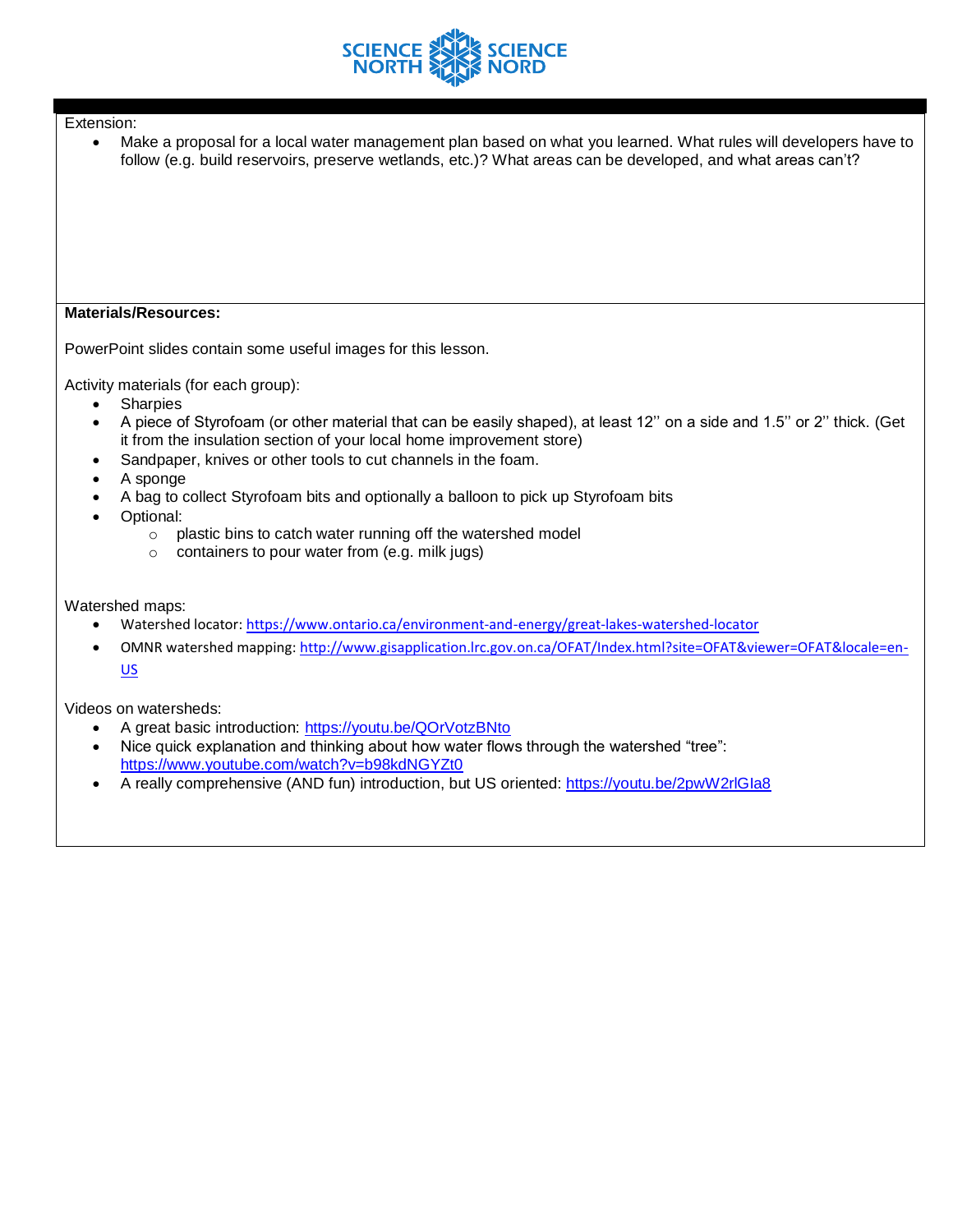Extension:

- Make a proposal for a local water management plan based on what you learned. What rules will developers have to follow (e.g. build reservoirs, preserve wetlands, etc.)? What areas can be developed, and what areas can't?

**Materials/Resources:**

PowerPoint slides contain some useful images for this lesson.

Activity materials (for each group):

- Sharpies
- A piece of Styrofoam (or other material that can be easily shaped), at least 12'' on a side and 1.5'' or 2'' thick. (Get it from the insulation section of your local home improvement store)
- Sandpaper, knives or other tools to cut channels in the foam.
- A sponge
- A bag to collect Styrofoam bits and optionally a balloon to pick up Styrofoam bits
- Optional:
  - plastic bins to catch water running off the watershed model
  - containers to pour water from (e.g. milk jugs)

Watershed maps:

- Watershed locator: https://www.ontario.ca/environment-and-energy/great-lakes-watershed-locator
- OMNR watershed mapping: http://www.gisapplication.lrc.gov.on.ca/OFAT/Index.html?site=OFAT&viewer=OFAT&locale=en-US

Videos on watersheds:

- A great basic introduction: https://youtu.be/QOrVotzBNto
- Nice quick explanation and thinking about how water flows through the watershed "tree": https://www.youtube.com/watch?v=b98kdNGYZt0
- A really comprehensive (AND fun) introduction, but US oriented: https://youtu.be/2pwW2rlGIa8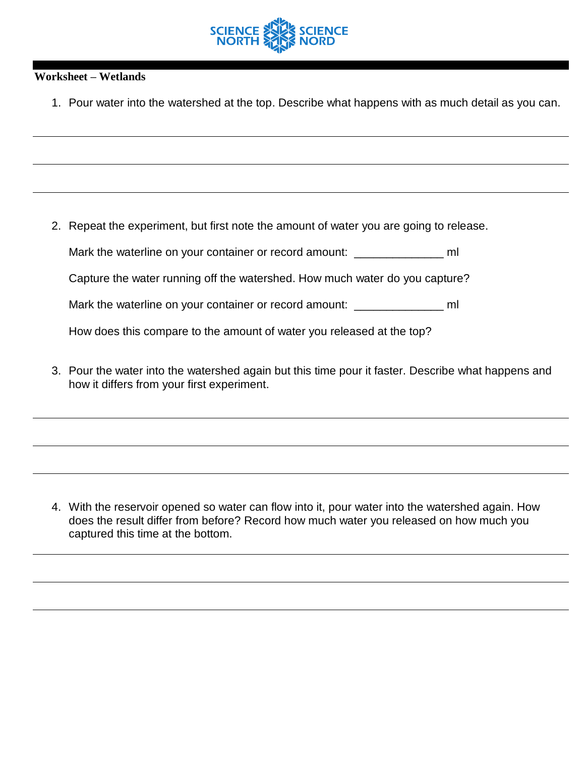**Worksheet – Wetlands**

1. Pour water into the watershed at the top. Describe what happens with as much detail as you can.

______________________________________________________________________________

______________________________________________________________________________

______________________________________________________________________________

2. Repeat the experiment, but first note the amount of water you are going to release.

   Mark the waterline on your container or record amount: ______________ ml

   Capture the water running off the watershed. How much water do you capture?

   Mark the waterline on your container or record amount: ______________ ml

   How does this compare to the amount of water you released at the top?

3. Pour the water into the watershed again but this time pour it faster. Describe what happens and how it differs from your first experiment.

______________________________________________________________________________

______________________________________________________________________________

______________________________________________________________________________

4. With the reservoir opened so water can flow into it, pour water into the watershed again. How does the result differ from before? Record how much water you released on how much you captured this time at the bottom.

______________________________________________________________________________

______________________________________________________________________________

______________________________________________________________________________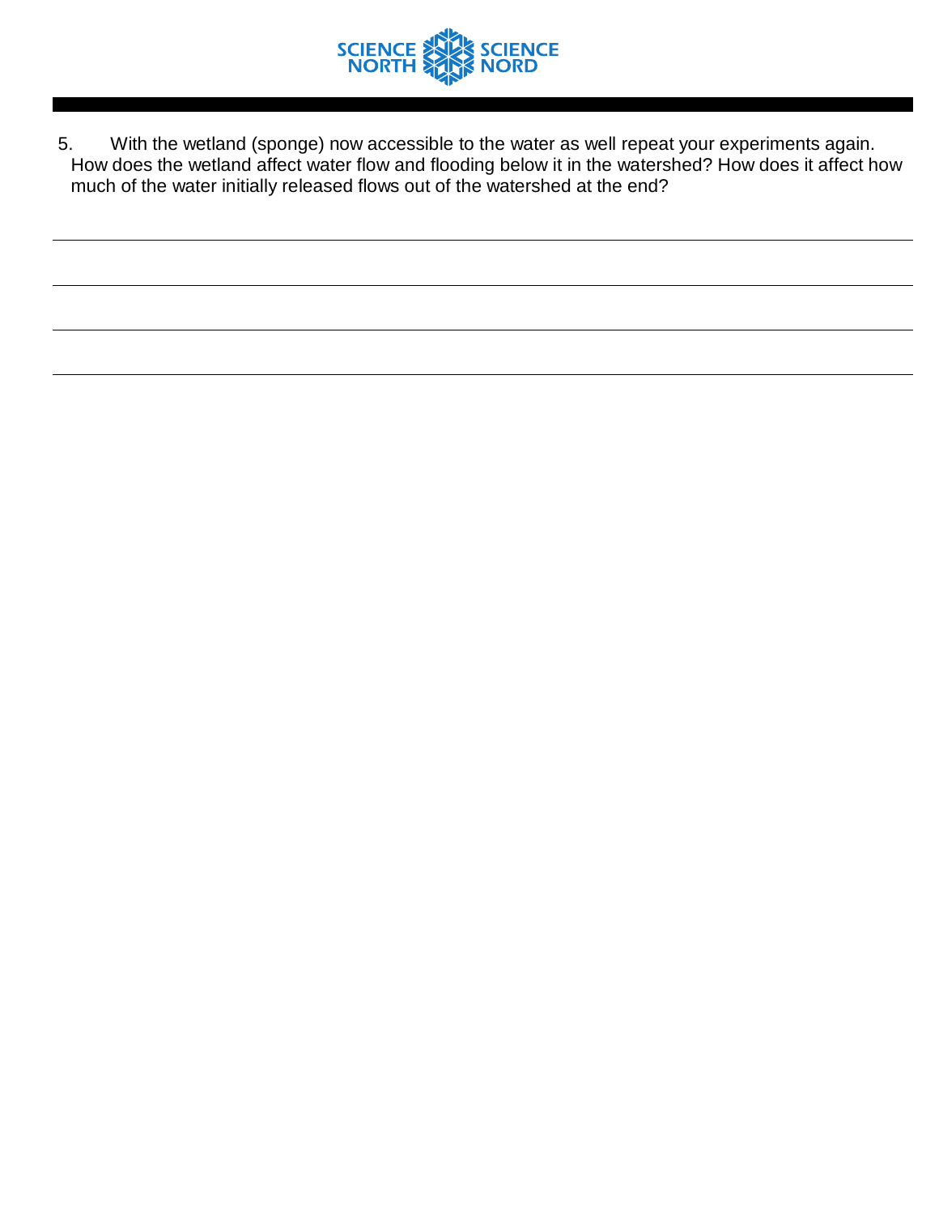5. With the wetland (sponge) now accessible to the water as well repeat your experiments again. How does the wetland affect water flow and flooding below it in the watershed? How does it affect how much of the water initially released flows out of the watershed at the end?

---

---

---

---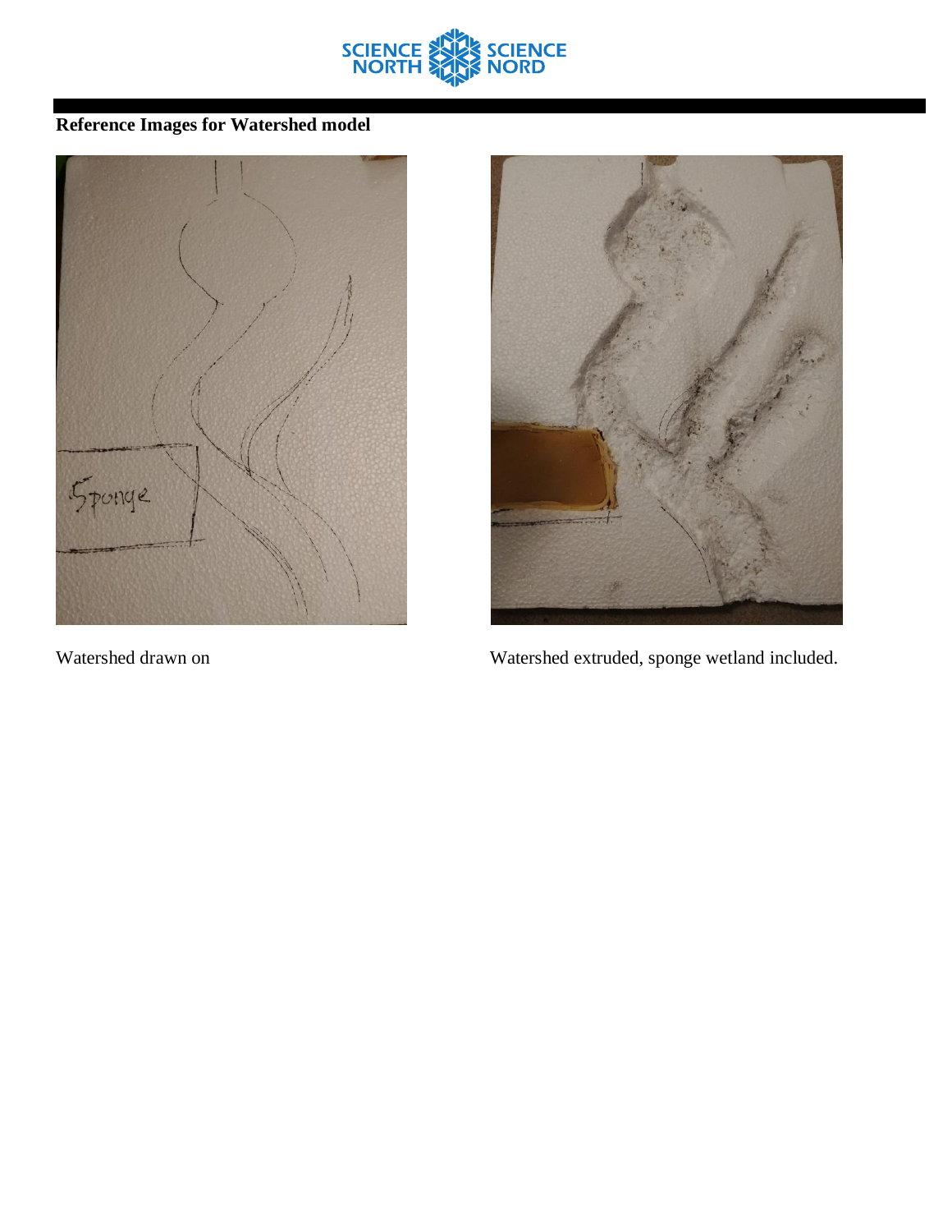**Reference Images for Watershed model**

Watershed drawn on

Watershed extruded, sponge wetland included.